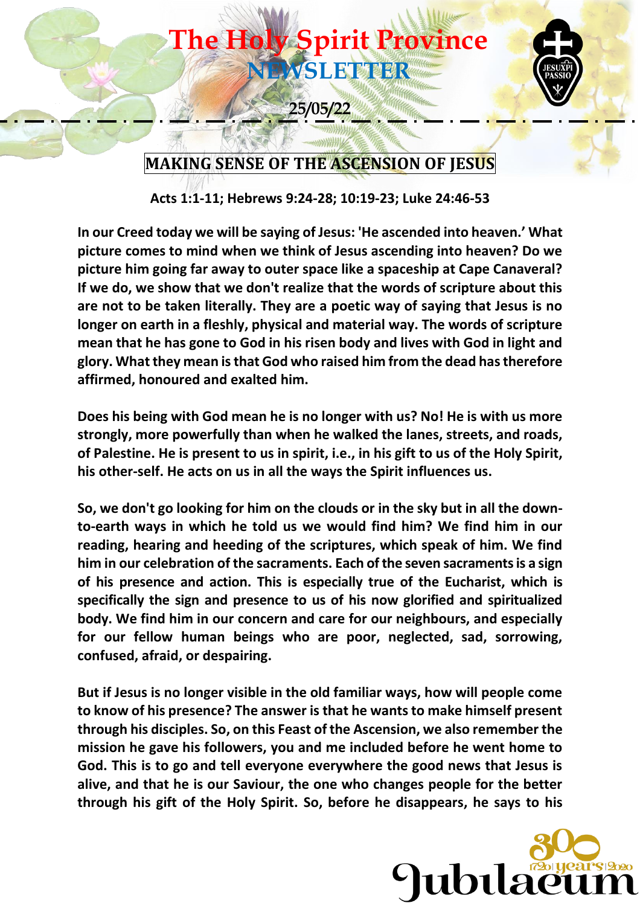# The Holy Spirit Province
# NEWSLETTER

25/05/22

## MAKING SENSE OF THE ASCENSION OF JESUS

**Acts 1:1-11; Hebrews 9:24-28; 10:19-23; Luke 24:46-53**

**In our Creed today we will be saying of Jesus: 'He ascended into heaven.' What picture comes to mind when we think of Jesus ascending into heaven? Do we picture him going far away to outer space like a spaceship at Cape Canaveral? If we do, we show that we don't realize that the words of scripture about this are not to be taken literally. They are a poetic way of saying that Jesus is no longer on earth in a fleshly, physical and material way. The words of scripture mean that he has gone to God in his risen body and lives with God in light and glory. What they mean is that God who raised him from the dead has therefore affirmed, honoured and exalted him.**

**Does his being with God mean he is no longer with us? No! He is with us more strongly, more powerfully than when he walked the lanes, streets, and roads, of Palestine. He is present to us in spirit, i.e., in his gift to us of the Holy Spirit, his other-self. He acts on us in all the ways the Spirit influences us.**

**So, we don't go looking for him on the clouds or in the sky but in all the down-to-earth ways in which he told us we would find him? We find him in our reading, hearing and heeding of the scriptures, which speak of him. We find him in our celebration of the sacraments. Each of the seven sacraments is a sign of his presence and action. This is especially true of the Eucharist, which is specifically the sign and presence to us of his now glorified and spiritualized body. We find him in our concern and care for our neighbours, and especially for our fellow human beings who are poor, neglected, sad, sorrowing, confused, afraid, or despairing.**

**But if Jesus is no longer visible in the old familiar ways, how will people come to know of his presence? The answer is that he wants to make himself present through his disciples. So, on this Feast of the Ascension, we also remember the mission he gave his followers, you and me included before he went home to God. This is to go and tell everyone everywhere the good news that Jesus is alive, and that he is our Saviour, the one who changes people for the better through his gift of the Holy Spirit. So, before he disappears, he says to his**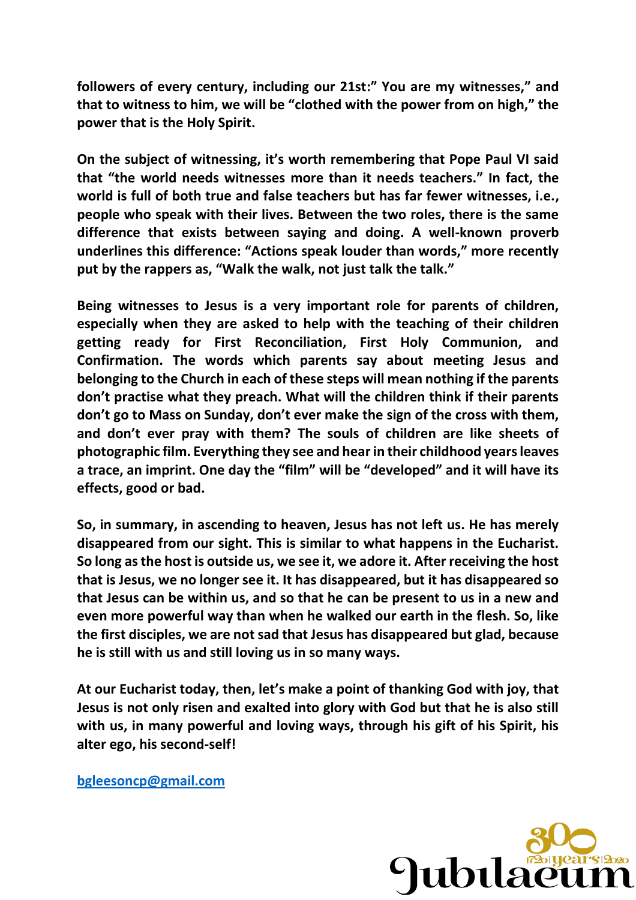**followers of every century, including our 21st:" You are my witnesses," and that to witness to him, we will be "clothed with the power from on high," the power that is the Holy Spirit.**

**On the subject of witnessing, it's worth remembering that Pope Paul VI said that "the world needs witnesses more than it needs teachers." In fact, the world is full of both true and false teachers but has far fewer witnesses, i.e., people who speak with their lives. Between the two roles, there is the same difference that exists between saying and doing. A well-known proverb underlines this difference: "Actions speak louder than words," more recently put by the rappers as, "Walk the walk, not just talk the talk."**

**Being witnesses to Jesus is a very important role for parents of children, especially when they are asked to help with the teaching of their children getting ready for First Reconciliation, First Holy Communion, and Confirmation. The words which parents say about meeting Jesus and belonging to the Church in each of these steps will mean nothing if the parents don't practise what they preach. What will the children think if their parents don't go to Mass on Sunday, don't ever make the sign of the cross with them, and don't ever pray with them? The souls of children are like sheets of photographic film. Everything they see and hear in their childhood years leaves a trace, an imprint. One day the "film" will be "developed" and it will have its effects, good or bad.**

**So, in summary, in ascending to heaven, Jesus has not left us. He has merely disappeared from our sight. This is similar to what happens in the Eucharist. So long as the host is outside us, we see it, we adore it. After receiving the host that is Jesus, we no longer see it. It has disappeared, but it has disappeared so that Jesus can be within us, and so that he can be present to us in a new and even more powerful way than when he walked our earth in the flesh. So, like the first disciples, we are not sad that Jesus has disappeared but glad, because he is still with us and still loving us in so many ways.**

**At our Eucharist today, then, let's make a point of thanking God with joy, that Jesus is not only risen and exalted into glory with God but that he is also still with us, in many powerful and loving ways, through his gift of his Spirit, his alter ego, his second-self!**

**bgleesoncp@gmail.com**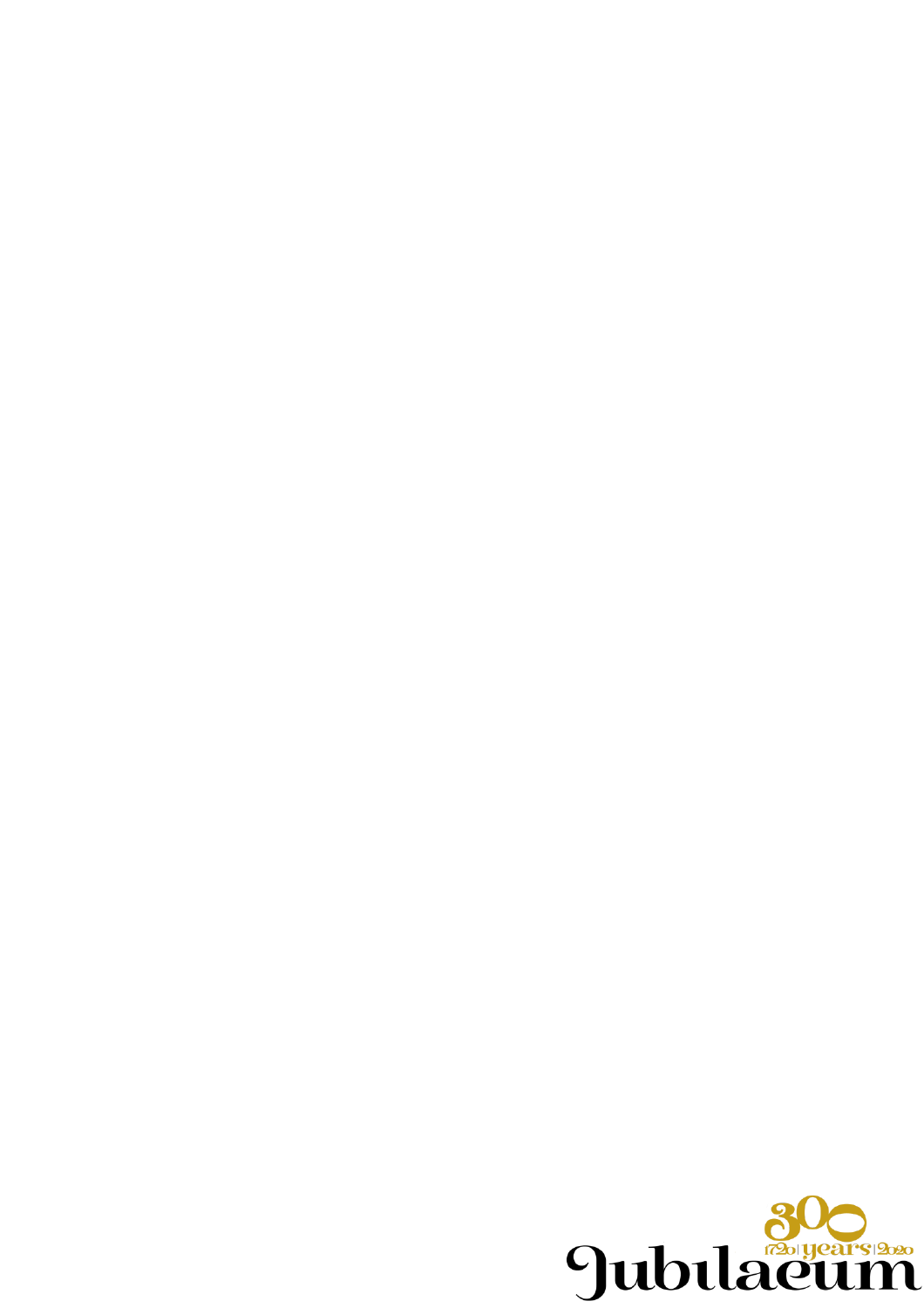300

1720 | years | 2020

Jubilaeum